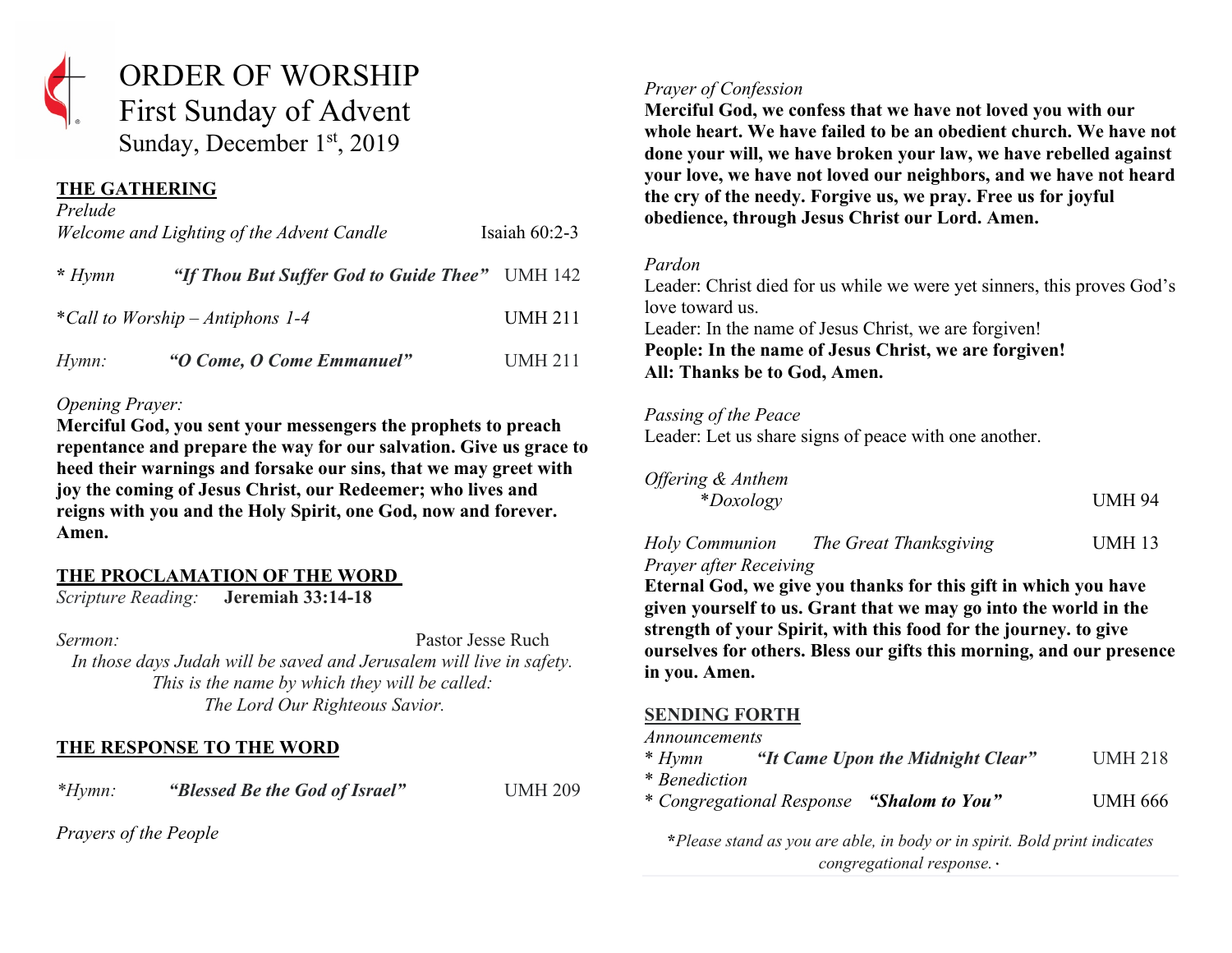# ORDER OF WORSHIP
## First Sunday of Advent
Sunday, December 1st, 2019

### THE GATHERING

*Prelude*

*Welcome and Lighting of the Advent Candle* Isaiah 60:2-3

\* *Hymn* ***"If Thou But Suffer God to Guide Thee"*** UMH 142

\**Call to Worship – Antiphons 1-4* UMH 211

*Hymn:* ***"O Come, O Come Emmanuel"*** UMH 211

*Opening Prayer:*

**Merciful God, you sent your messengers the prophets to preach repentance and prepare the way for our salvation. Give us grace to heed their warnings and forsake our sins, that we may greet with joy the coming of Jesus Christ, our Redeemer; who lives and reigns with you and the Holy Spirit, one God, now and forever. Amen.**

### THE PROCLAMATION OF THE WORD

*Scripture Reading:* **Jeremiah 33:14-18**

*Sermon:* Pastor Jesse Ruch

*In those days Judah will be saved and Jerusalem will live in safety.*
*This is the name by which they will be called:*
*The Lord Our Righteous Savior.*

### THE RESPONSE TO THE WORD

\**Hymn:* ***"Blessed Be the God of Israel"*** UMH 209

*Prayers of the People*

*Prayer of Confession*

**Merciful God, we confess that we have not loved you with our whole heart. We have failed to be an obedient church. We have not done your will, we have broken your law, we have rebelled against your love, we have not loved our neighbors, and we have not heard the cry of the needy. Forgive us, we pray. Free us for joyful obedience, through Jesus Christ our Lord. Amen.**

*Pardon*

Leader: Christ died for us while we were yet sinners, this proves God's love toward us.
Leader: In the name of Jesus Christ, we are forgiven!
**People: In the name of Jesus Christ, we are forgiven!**
**All: Thanks be to God, Amen.**

*Passing of the Peace*

Leader: Let us share signs of peace with one another.

*Offering & Anthem*

\**Doxology* UMH 94

*Holy Communion* *The Great Thanksgiving* UMH 13

*Prayer after Receiving*

**Eternal God, we give you thanks for this gift in which you have given yourself to us. Grant that we may go into the world in the strength of your Spirit, with this food for the journey. to give ourselves for others. Bless our gifts this morning, and our presence in you. Amen.**

### SENDING FORTH

*Announcements*

\* *Hymn* ***"It Came Upon the Midnight Clear"*** UMH 218

\* *Benediction*

\* *Congregational Response* ***"Shalom to You"*** UMH 666

\**Please stand as you are able, in body or in spirit. Bold print indicates congregational response.*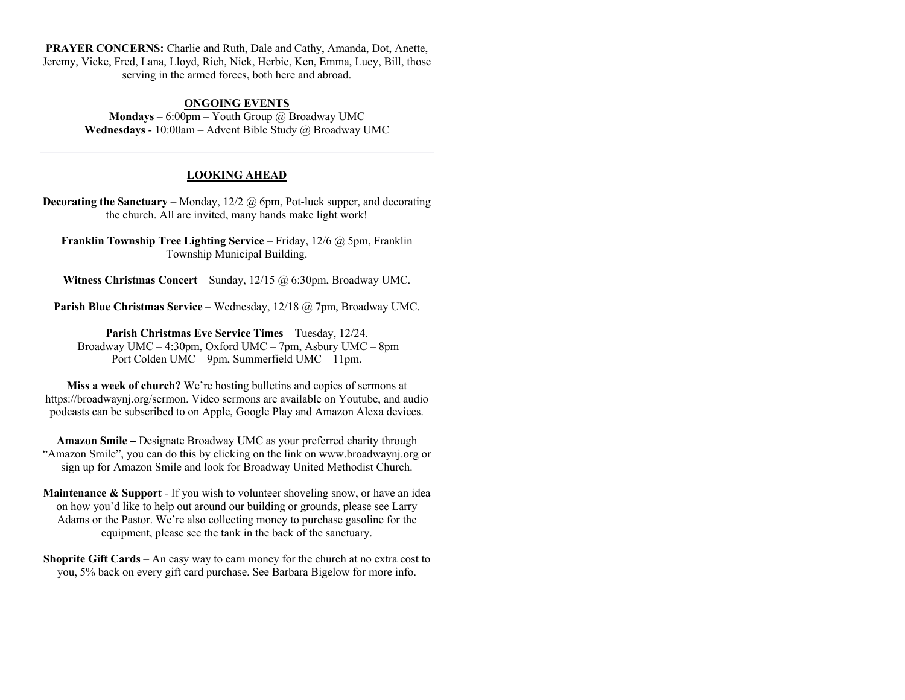**PRAYER CONCERNS:** Charlie and Ruth, Dale and Cathy, Amanda, Dot, Anette, Jeremy, Vicke, Fred, Lana, Lloyd, Rich, Nick, Herbie, Ken, Emma, Lucy, Bill, those serving in the armed forces, both here and abroad.

## ONGOING EVENTS

**Mondays** – 6:00pm – Youth Group @ Broadway UMC
**Wednesdays** - 10:00am – Advent Bible Study @ Broadway UMC

---

## LOOKING AHEAD

**Decorating the Sanctuary** – Monday, 12/2 @ 6pm, Pot-luck supper, and decorating the church. All are invited, many hands make light work!

**Franklin Township Tree Lighting Service** – Friday, 12/6 @ 5pm, Franklin Township Municipal Building.

**Witness Christmas Concert** – Sunday, 12/15 @ 6:30pm, Broadway UMC.

**Parish Blue Christmas Service** – Wednesday, 12/18 @ 7pm, Broadway UMC.

**Parish Christmas Eve Service Times** – Tuesday, 12/24.
Broadway UMC – 4:30pm, Oxford UMC – 7pm, Asbury UMC – 8pm
Port Colden UMC – 9pm, Summerfield UMC – 11pm.

**Miss a week of church?** We're hosting bulletins and copies of sermons at https://broadwaynj.org/sermon. Video sermons are available on Youtube, and audio podcasts can be subscribed to on Apple, Google Play and Amazon Alexa devices.

**Amazon Smile –** Designate Broadway UMC as your preferred charity through "Amazon Smile", you can do this by clicking on the link on www.broadwaynj.org or sign up for Amazon Smile and look for Broadway United Methodist Church.

**Maintenance & Support** - If you wish to volunteer shoveling snow, or have an idea on how you'd like to help out around our building or grounds, please see Larry Adams or the Pastor. We're also collecting money to purchase gasoline for the equipment, please see the tank in the back of the sanctuary.

**Shoprite Gift Cards** – An easy way to earn money for the church at no extra cost to you, 5% back on every gift card purchase. See Barbara Bigelow for more info.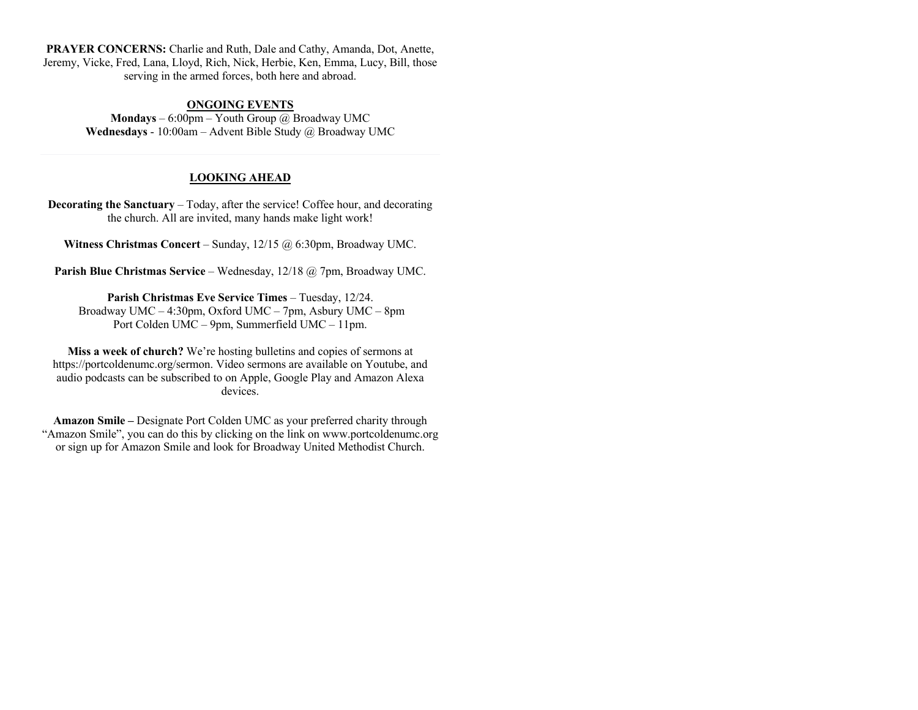**PRAYER CONCERNS:** Charlie and Ruth, Dale and Cathy, Amanda, Dot, Anette, Jeremy, Vicke, Fred, Lana, Lloyd, Rich, Nick, Herbie, Ken, Emma, Lucy, Bill, those serving in the armed forces, both here and abroad.

## ONGOING EVENTS

**Mondays** – 6:00pm – Youth Group @ Broadway UMC
**Wednesdays** - 10:00am – Advent Bible Study @ Broadway UMC

---

## LOOKING AHEAD

**Decorating the Sanctuary** – Today, after the service! Coffee hour, and decorating the church. All are invited, many hands make light work!

**Witness Christmas Concert** – Sunday, 12/15 @ 6:30pm, Broadway UMC.

**Parish Blue Christmas Service** – Wednesday, 12/18 @ 7pm, Broadway UMC.

**Parish Christmas Eve Service Times** – Tuesday, 12/24.
Broadway UMC – 4:30pm, Oxford UMC – 7pm, Asbury UMC – 8pm
Port Colden UMC – 9pm, Summerfield UMC – 11pm.

**Miss a week of church?** We're hosting bulletins and copies of sermons at https://portcoldenumc.org/sermon. Video sermons are available on Youtube, and audio podcasts can be subscribed to on Apple, Google Play and Amazon Alexa devices.

**Amazon Smile –** Designate Port Colden UMC as your preferred charity through "Amazon Smile", you can do this by clicking on the link on www.portcoldenumc.org or sign up for Amazon Smile and look for Broadway United Methodist Church.